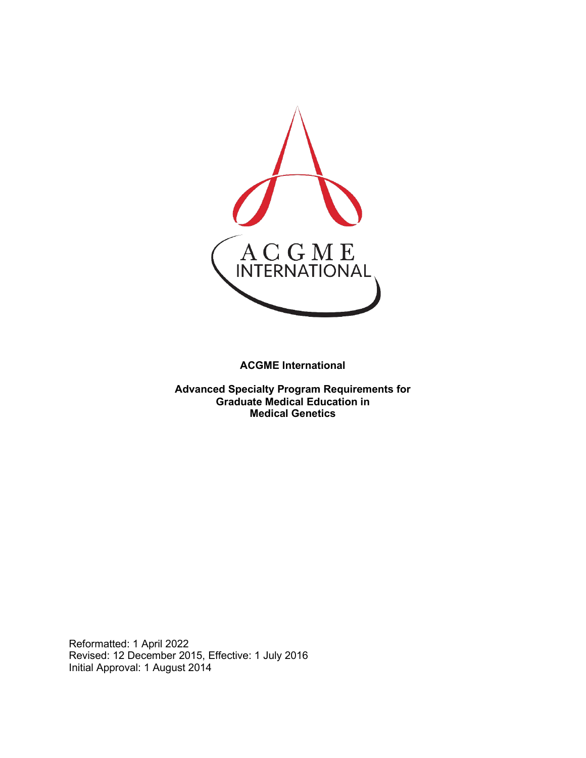**ACGME International**

**Advanced Specialty Program Requirements for Graduate Medical Education in Medical Genetics**

Reformatted: 1 April 2022
Revised: 12 December 2015, Effective: 1 July 2016
Initial Approval: 1 August 2014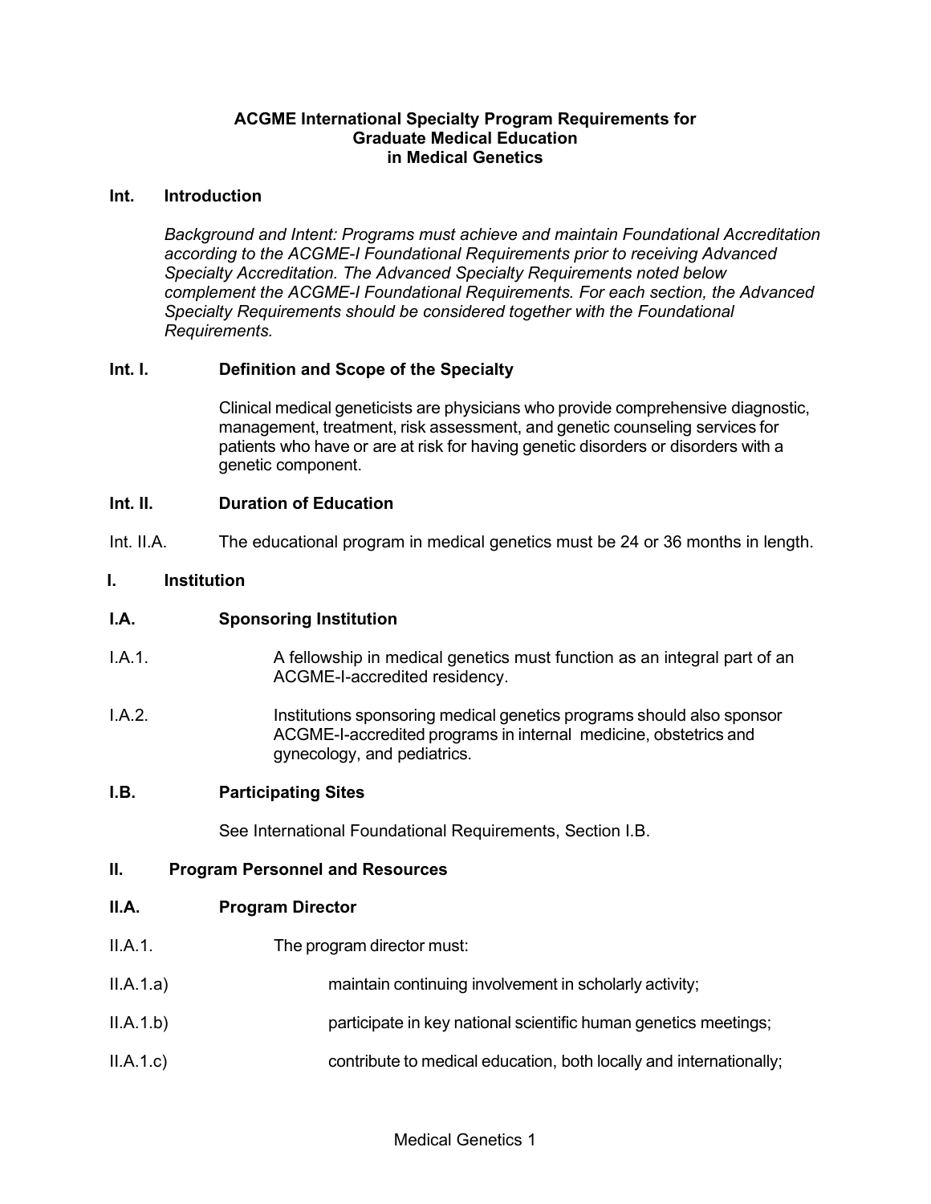**ACGME International Specialty Program Requirements for Graduate Medical Education in Medical Genetics**

## Int. Introduction

*Background and Intent: Programs must achieve and maintain Foundational Accreditation according to the ACGME-I Foundational Requirements prior to receiving Advanced Specialty Accreditation. The Advanced Specialty Requirements noted below complement the ACGME-I Foundational Requirements. For each section, the Advanced Specialty Requirements should be considered together with the Foundational Requirements.*

### Int. I. Definition and Scope of the Specialty

Clinical medical geneticists are physicians who provide comprehensive diagnostic, management, treatment, risk assessment, and genetic counseling services for patients who have or are at risk for having genetic disorders or disorders with a genetic component.

### Int. II. Duration of Education

Int. II.A. The educational program in medical genetics must be 24 or 36 months in length.

## I. Institution

### I.A. Sponsoring Institution

I.A.1. A fellowship in medical genetics must function as an integral part of an ACGME-I-accredited residency.

I.A.2. Institutions sponsoring medical genetics programs should also sponsor ACGME-I-accredited programs in internal medicine, obstetrics and gynecology, and pediatrics.

### I.B. Participating Sites

See International Foundational Requirements, Section I.B.

## II. Program Personnel and Resources

### II.A. Program Director

II.A.1. The program director must:

II.A.1.a) maintain continuing involvement in scholarly activity;

II.A.1.b) participate in key national scientific human genetics meetings;

II.A.1.c) contribute to medical education, both locally and internationally;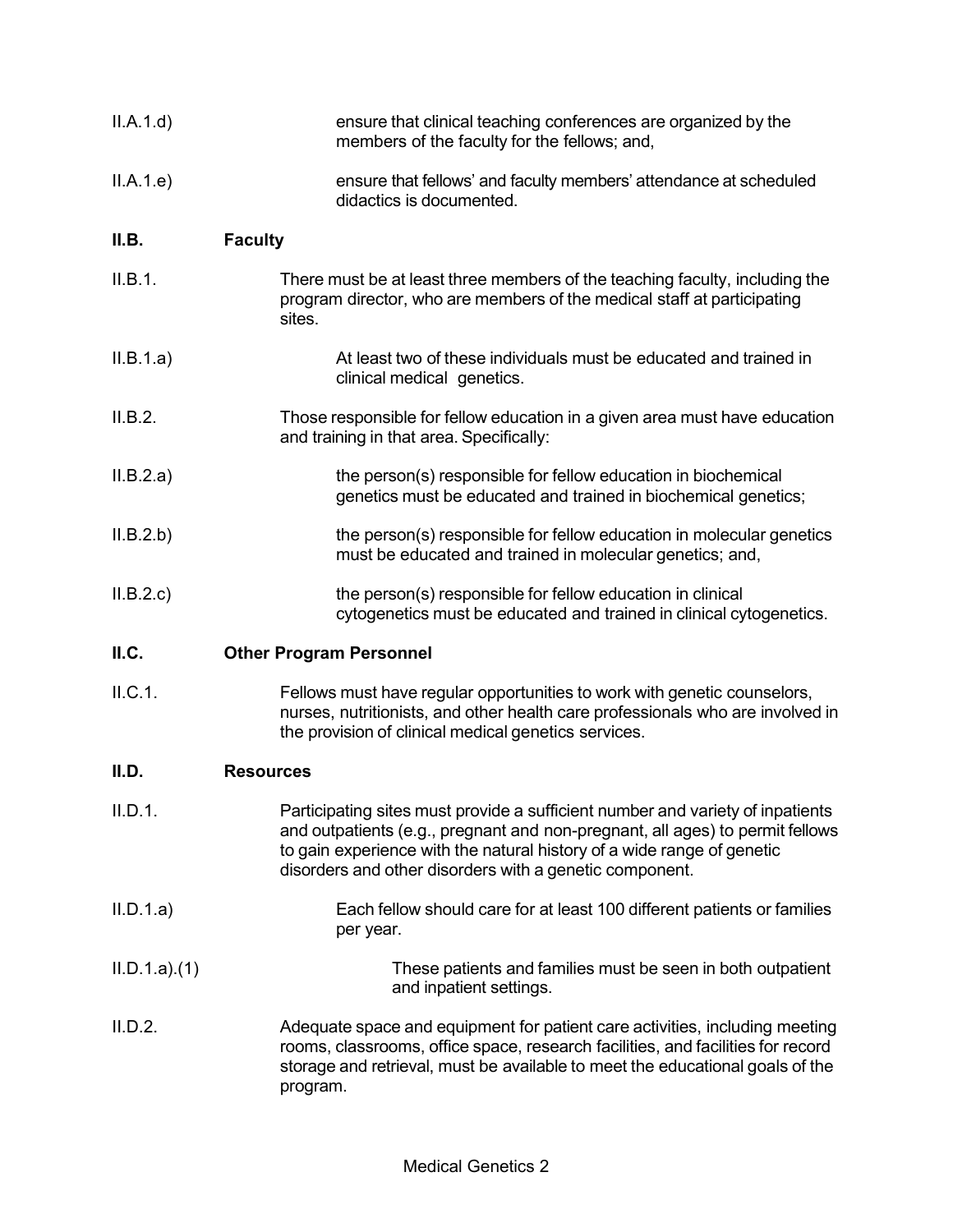| | |
|---|---|
| II.A.1.d) | ensure that clinical teaching conferences are organized by the members of the faculty for the fellows; and, |
| II.A.1.e) | ensure that fellows' and faculty members' attendance at scheduled didactics is documented. |

**II.B. Faculty**

| | |
|---|---|
| II.B.1. | There must be at least three members of the teaching faculty, including the program director, who are members of the medical staff at participating sites. |
| II.B.1.a) | At least two of these individuals must be educated and trained in clinical medical genetics. |
| II.B.2. | Those responsible for fellow education in a given area must have education and training in that area. Specifically: |
| II.B.2.a) | the person(s) responsible for fellow education in biochemical genetics must be educated and trained in biochemical genetics; |
| II.B.2.b) | the person(s) responsible for fellow education in molecular genetics must be educated and trained in molecular genetics; and, |
| II.B.2.c) | the person(s) responsible for fellow education in clinical cytogenetics must be educated and trained in clinical cytogenetics. |

**II.C. Other Program Personnel**

| | |
|---|---|
| II.C.1. | Fellows must have regular opportunities to work with genetic counselors, nurses, nutritionists, and other health care professionals who are involved in the provision of clinical medical genetics services. |

**II.D. Resources**

| | |
|---|---|
| II.D.1. | Participating sites must provide a sufficient number and variety of inpatients and outpatients (e.g., pregnant and non-pregnant, all ages) to permit fellows to gain experience with the natural history of a wide range of genetic disorders and other disorders with a genetic component. |
| II.D.1.a) | Each fellow should care for at least 100 different patients or families per year. |
| II.D.1.a).(1) | These patients and families must be seen in both outpatient and inpatient settings. |
| II.D.2. | Adequate space and equipment for patient care activities, including meeting rooms, classrooms, office space, research facilities, and facilities for record storage and retrieval, must be available to meet the educational goals of the program. |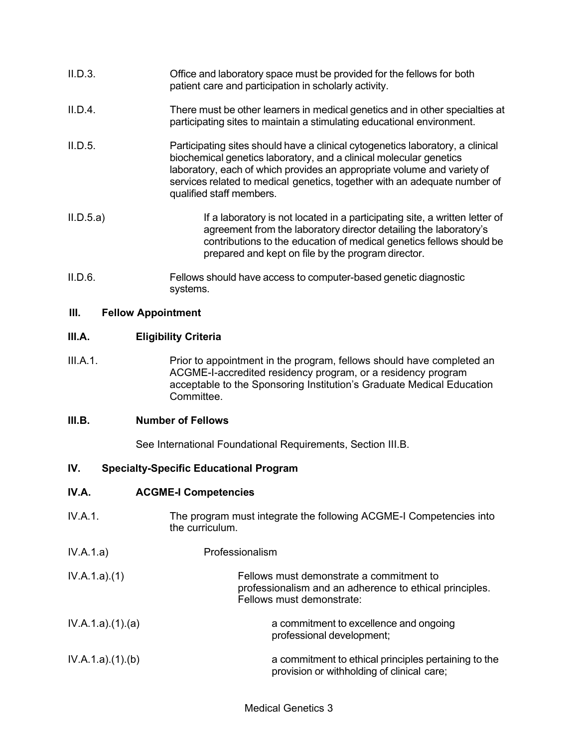II.D.3. Office and laboratory space must be provided for the fellows for both patient care and participation in scholarly activity.

II.D.4. There must be other learners in medical genetics and in other specialties at participating sites to maintain a stimulating educational environment.

II.D.5. Participating sites should have a clinical cytogenetics laboratory, a clinical biochemical genetics laboratory, and a clinical molecular genetics laboratory, each of which provides an appropriate volume and variety of services related to medical genetics, together with an adequate number of qualified staff members.

II.D.5.a) If a laboratory is not located in a participating site, a written letter of agreement from the laboratory director detailing the laboratory's contributions to the education of medical genetics fellows should be prepared and kept on file by the program director.

II.D.6. Fellows should have access to computer-based genetic diagnostic systems.

## III. Fellow Appointment

### III.A. Eligibility Criteria

III.A.1. Prior to appointment in the program, fellows should have completed an ACGME-I-accredited residency program, or a residency program acceptable to the Sponsoring Institution's Graduate Medical Education Committee.

### III.B. Number of Fellows

See International Foundational Requirements, Section III.B.

## IV. Specialty-Specific Educational Program

### IV.A. ACGME-I Competencies

IV.A.1. The program must integrate the following ACGME-I Competencies into the curriculum.

IV.A.1.a) Professionalism

IV.A.1.a).(1) Fellows must demonstrate a commitment to professionalism and an adherence to ethical principles. Fellows must demonstrate:

IV.A.1.a).(1).(a) a commitment to excellence and ongoing professional development;

IV.A.1.a).(1).(b) a commitment to ethical principles pertaining to the provision or withholding of clinical care;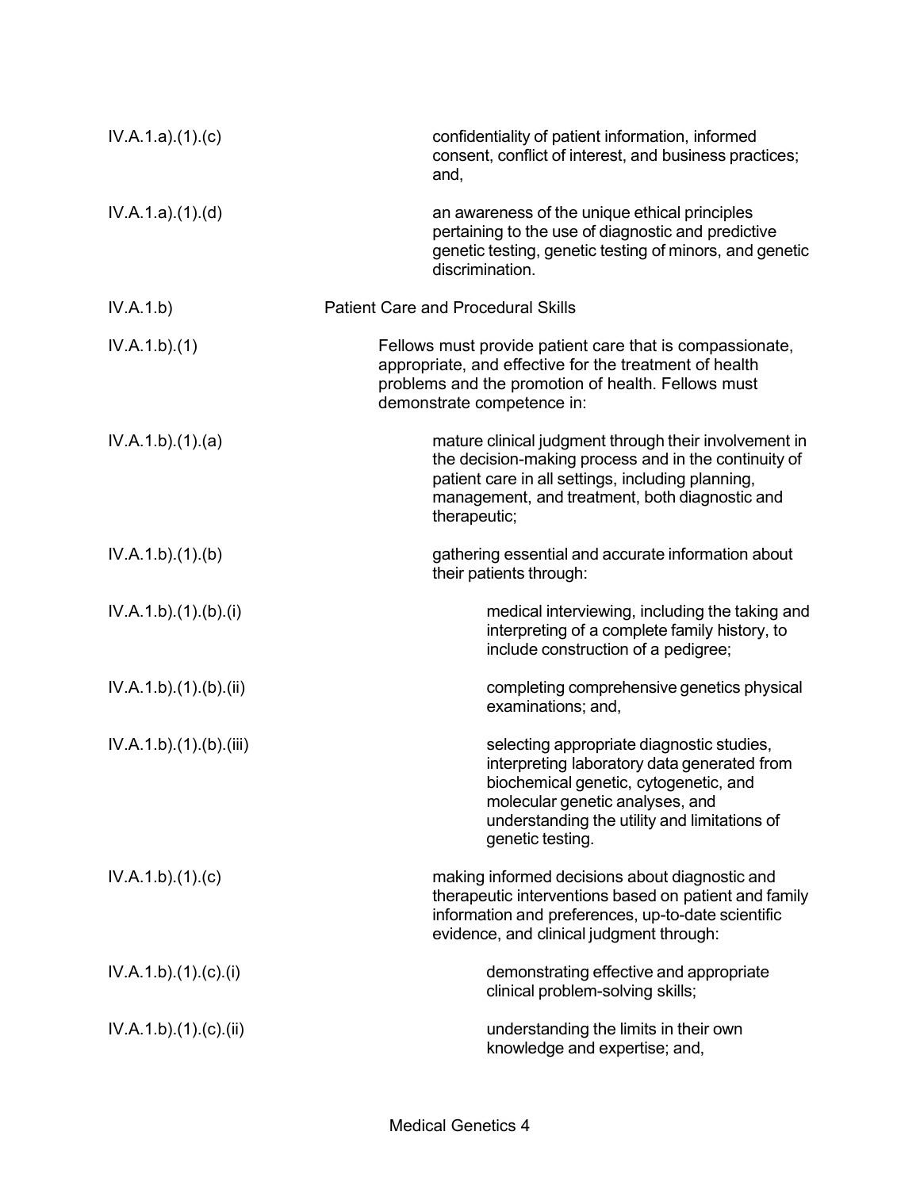| | |
|---|---|
| IV.A.1.a).(1).(c) | confidentiality of patient information, informed consent, conflict of interest, and business practices; and, |
| IV.A.1.a).(1).(d) | an awareness of the unique ethical principles pertaining to the use of diagnostic and predictive genetic testing, genetic testing of minors, and genetic discrimination. |
| IV.A.1.b) | Patient Care and Procedural Skills |
| IV.A.1.b).(1) | Fellows must provide patient care that is compassionate, appropriate, and effective for the treatment of health problems and the promotion of health. Fellows must demonstrate competence in: |
| IV.A.1.b).(1).(a) | mature clinical judgment through their involvement in the decision-making process and in the continuity of patient care in all settings, including planning, management, and treatment, both diagnostic and therapeutic; |
| IV.A.1.b).(1).(b) | gathering essential and accurate information about their patients through: |
| IV.A.1.b).(1).(b).(i) | medical interviewing, including the taking and interpreting of a complete family history, to include construction of a pedigree; |
| IV.A.1.b).(1).(b).(ii) | completing comprehensive genetics physical examinations; and, |
| IV.A.1.b).(1).(b).(iii) | selecting appropriate diagnostic studies, interpreting laboratory data generated from biochemical genetic, cytogenetic, and molecular genetic analyses, and understanding the utility and limitations of genetic testing. |
| IV.A.1.b).(1).(c) | making informed decisions about diagnostic and therapeutic interventions based on patient and family information and preferences, up-to-date scientific evidence, and clinical judgment through: |
| IV.A.1.b).(1).(c).(i) | demonstrating effective and appropriate clinical problem-solving skills; |
| IV.A.1.b).(1).(c).(ii) | understanding the limits in their own knowledge and expertise; and, |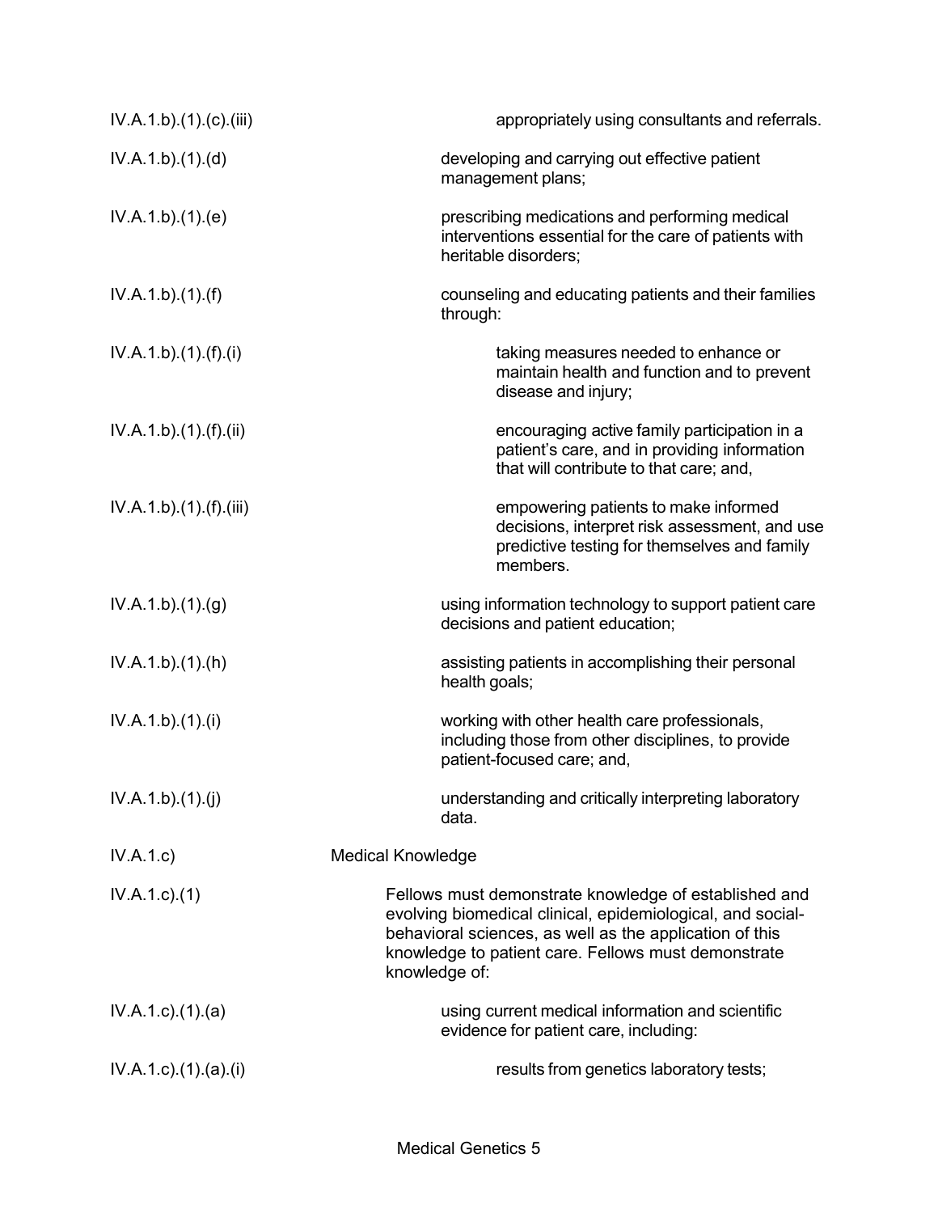| | |
|---|---|
| IV.A.1.b).(1).(c).(iii) | appropriately using consultants and referrals. |
| IV.A.1.b).(1).(d) | developing and carrying out effective patient management plans; |
| IV.A.1.b).(1).(e) | prescribing medications and performing medical interventions essential for the care of patients with heritable disorders; |
| IV.A.1.b).(1).(f) | counseling and educating patients and their families through: |
| IV.A.1.b).(1).(f).(i) | taking measures needed to enhance or maintain health and function and to prevent disease and injury; |
| IV.A.1.b).(1).(f).(ii) | encouraging active family participation in a patient's care, and in providing information that will contribute to that care; and, |
| IV.A.1.b).(1).(f).(iii) | empowering patients to make informed decisions, interpret risk assessment, and use predictive testing for themselves and family members. |
| IV.A.1.b).(1).(g) | using information technology to support patient care decisions and patient education; |
| IV.A.1.b).(1).(h) | assisting patients in accomplishing their personal health goals; |
| IV.A.1.b).(1).(i) | working with other health care professionals, including those from other disciplines, to provide patient-focused care; and, |
| IV.A.1.b).(1).(j) | understanding and critically interpreting laboratory data. |
| IV.A.1.c) | Medical Knowledge |
| IV.A.1.c).(1) | Fellows must demonstrate knowledge of established and evolving biomedical clinical, epidemiological, and social-behavioral sciences, as well as the application of this knowledge to patient care. Fellows must demonstrate knowledge of: |
| IV.A.1.c).(1).(a) | using current medical information and scientific evidence for patient care, including: |
| IV.A.1.c).(1).(a).(i) | results from genetics laboratory tests; |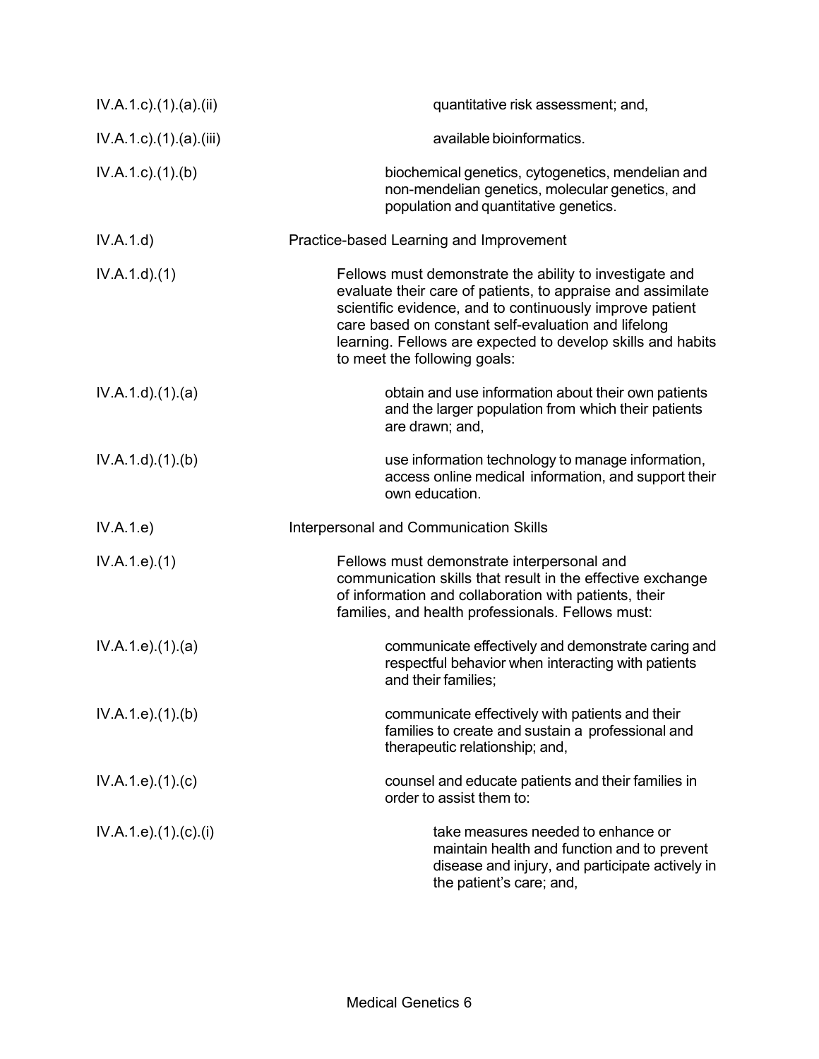| | |
|---|---|
| IV.A.1.c).(1).(a).(ii) | quantitative risk assessment; and, |
| IV.A.1.c).(1).(a).(iii) | available bioinformatics. |
| IV.A.1.c).(1).(b) | biochemical genetics, cytogenetics, mendelian and non-mendelian genetics, molecular genetics, and population and quantitative genetics. |
| IV.A.1.d) | Practice-based Learning and Improvement |
| IV.A.1.d).(1) | Fellows must demonstrate the ability to investigate and evaluate their care of patients, to appraise and assimilate scientific evidence, and to continuously improve patient care based on constant self-evaluation and lifelong learning. Fellows are expected to develop skills and habits to meet the following goals: |
| IV.A.1.d).(1).(a) | obtain and use information about their own patients and the larger population from which their patients are drawn; and, |
| IV.A.1.d).(1).(b) | use information technology to manage information, access online medical information, and support their own education. |
| IV.A.1.e) | Interpersonal and Communication Skills |
| IV.A.1.e).(1) | Fellows must demonstrate interpersonal and communication skills that result in the effective exchange of information and collaboration with patients, their families, and health professionals. Fellows must: |
| IV.A.1.e).(1).(a) | communicate effectively and demonstrate caring and respectful behavior when interacting with patients and their families; |
| IV.A.1.e).(1).(b) | communicate effectively with patients and their families to create and sustain a professional and therapeutic relationship; and, |
| IV.A.1.e).(1).(c) | counsel and educate patients and their families in order to assist them to: |
| IV.A.1.e).(1).(c).(i) | take measures needed to enhance or maintain health and function and to prevent disease and injury, and participate actively in the patient's care; and, |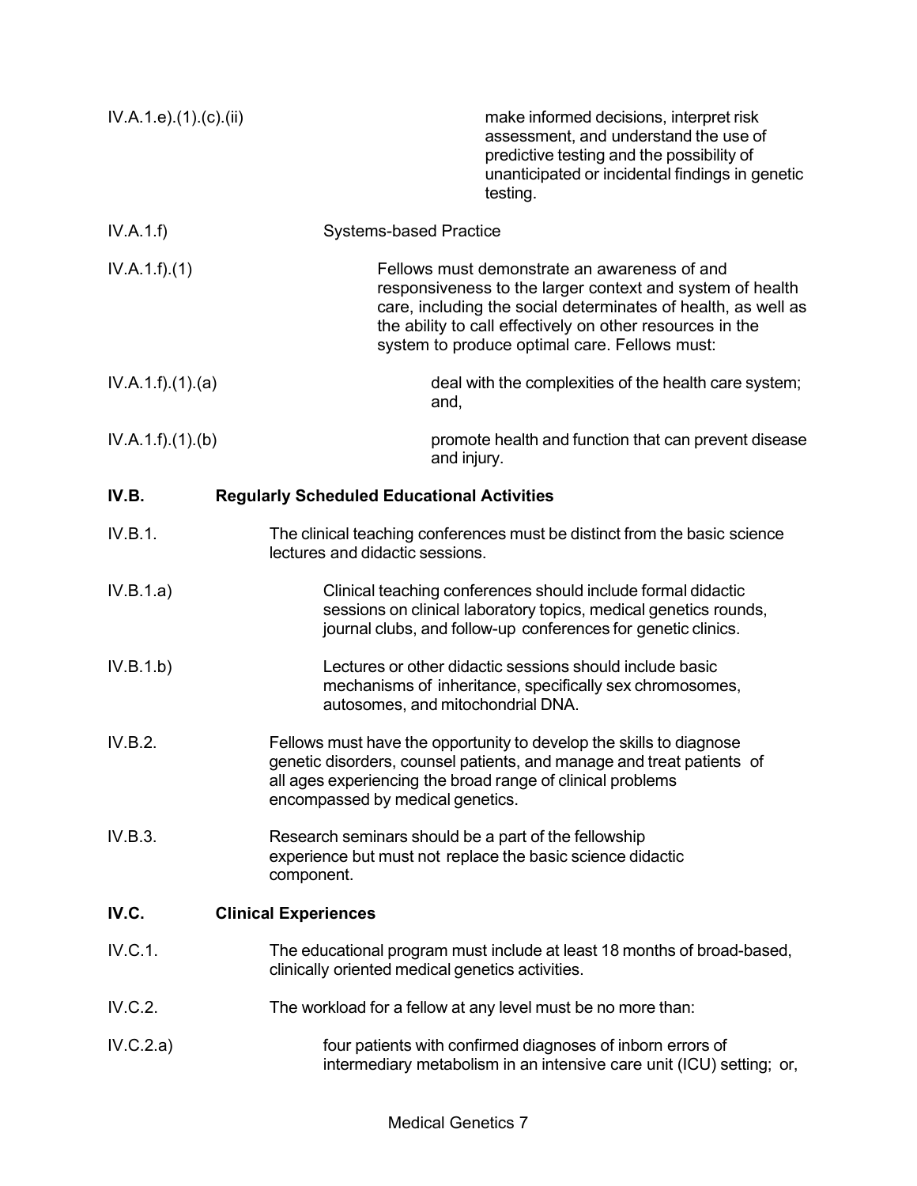IV.A.1.e).(1).(c).(ii) make informed decisions, interpret risk assessment, and understand the use of predictive testing and the possibility of unanticipated or incidental findings in genetic testing.

IV.A.1.f) Systems-based Practice

IV.A.1.f).(1) Fellows must demonstrate an awareness of and responsiveness to the larger context and system of health care, including the social determinates of health, as well as the ability to call effectively on other resources in the system to produce optimal care. Fellows must:

IV.A.1.f).(1).(a) deal with the complexities of the health care system; and,

IV.A.1.f).(1).(b) promote health and function that can prevent disease and injury.

**IV.B. Regularly Scheduled Educational Activities**

IV.B.1. The clinical teaching conferences must be distinct from the basic science lectures and didactic sessions.

IV.B.1.a) Clinical teaching conferences should include formal didactic sessions on clinical laboratory topics, medical genetics rounds, journal clubs, and follow-up conferences for genetic clinics.

IV.B.1.b) Lectures or other didactic sessions should include basic mechanisms of inheritance, specifically sex chromosomes, autosomes, and mitochondrial DNA.

IV.B.2. Fellows must have the opportunity to develop the skills to diagnose genetic disorders, counsel patients, and manage and treat patients of all ages experiencing the broad range of clinical problems encompassed by medical genetics.

IV.B.3. Research seminars should be a part of the fellowship experience but must not replace the basic science didactic component.

**IV.C. Clinical Experiences**

IV.C.1. The educational program must include at least 18 months of broad-based, clinically oriented medical genetics activities.

IV.C.2. The workload for a fellow at any level must be no more than:

IV.C.2.a) four patients with confirmed diagnoses of inborn errors of intermediary metabolism in an intensive care unit (ICU) setting; or,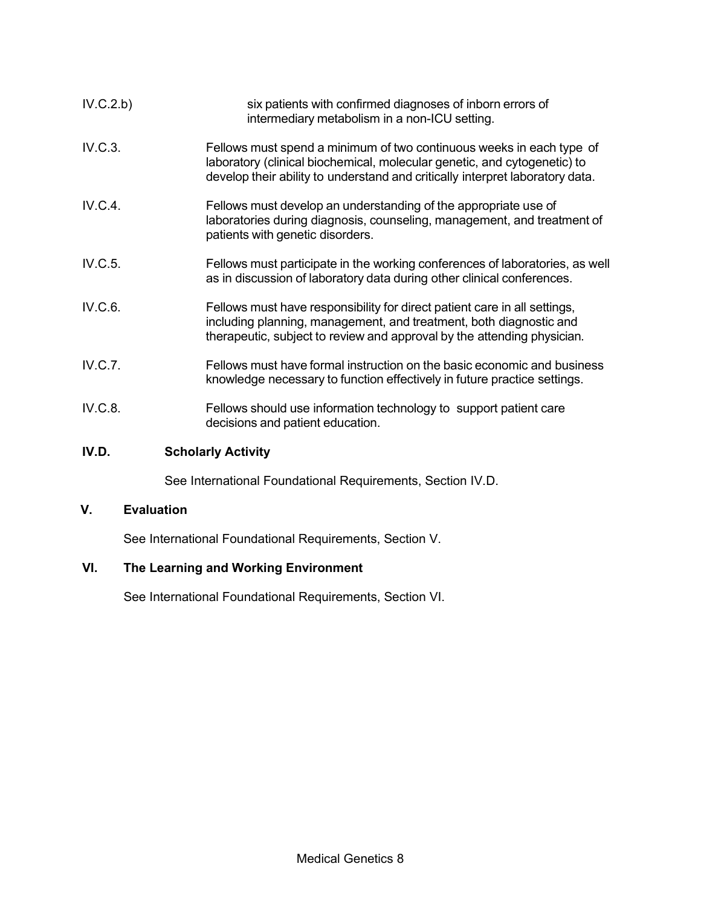IV.C.2.b) six patients with confirmed diagnoses of inborn errors of intermediary metabolism in a non-ICU setting.

IV.C.3. Fellows must spend a minimum of two continuous weeks in each type of laboratory (clinical biochemical, molecular genetic, and cytogenetic) to develop their ability to understand and critically interpret laboratory data.

IV.C.4. Fellows must develop an understanding of the appropriate use of laboratories during diagnosis, counseling, management, and treatment of patients with genetic disorders.

IV.C.5. Fellows must participate in the working conferences of laboratories, as well as in discussion of laboratory data during other clinical conferences.

IV.C.6. Fellows must have responsibility for direct patient care in all settings, including planning, management, and treatment, both diagnostic and therapeutic, subject to review and approval by the attending physician.

IV.C.7. Fellows must have formal instruction on the basic economic and business knowledge necessary to function effectively in future practice settings.

IV.C.8. Fellows should use information technology to support patient care decisions and patient education.

## IV.D. Scholarly Activity

See International Foundational Requirements, Section IV.D.

## V. Evaluation

See International Foundational Requirements, Section V.

## VI. The Learning and Working Environment

See International Foundational Requirements, Section VI.